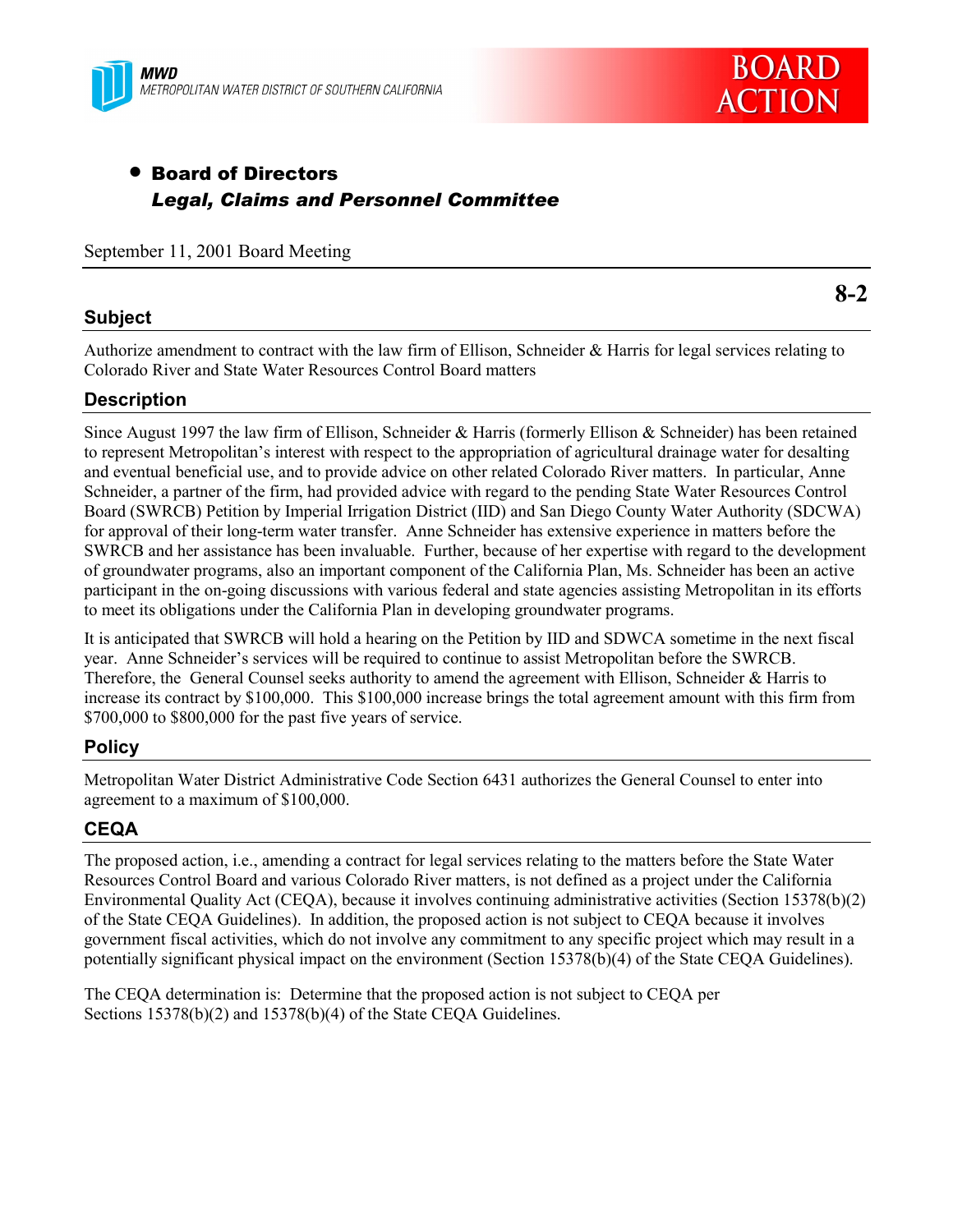MWD
METROPOLITAN WATER DISTRICT OF SOUTHERN CALIFORNIA

BOARD ACTION

- **Board of Directors**
  ***Legal, Claims and Personnel Committee***

September 11, 2001 Board Meeting

**8-2**

## Subject

Authorize amendment to contract with the law firm of Ellison, Schneider & Harris for legal services relating to Colorado River and State Water Resources Control Board matters

## Description

Since August 1997 the law firm of Ellison, Schneider & Harris (formerly Ellison & Schneider) has been retained to represent Metropolitan's interest with respect to the appropriation of agricultural drainage water for desalting and eventual beneficial use, and to provide advice on other related Colorado River matters. In particular, Anne Schneider, a partner of the firm, had provided advice with regard to the pending State Water Resources Control Board (SWRCB) Petition by Imperial Irrigation District (IID) and San Diego County Water Authority (SDCWA) for approval of their long-term water transfer. Anne Schneider has extensive experience in matters before the SWRCB and her assistance has been invaluable. Further, because of her expertise with regard to the development of groundwater programs, also an important component of the California Plan, Ms. Schneider has been an active participant in the on-going discussions with various federal and state agencies assisting Metropolitan in its efforts to meet its obligations under the California Plan in developing groundwater programs.

It is anticipated that SWRCB will hold a hearing on the Petition by IID and SDWCA sometime in the next fiscal year. Anne Schneider's services will be required to continue to assist Metropolitan before the SWRCB. Therefore, the General Counsel seeks authority to amend the agreement with Ellison, Schneider & Harris to increase its contract by $100,000. This $100,000 increase brings the total agreement amount with this firm from $700,000 to $800,000 for the past five years of service.

## Policy

Metropolitan Water District Administrative Code Section 6431 authorizes the General Counsel to enter into agreement to a maximum of $100,000.

## CEQA

The proposed action, i.e., amending a contract for legal services relating to the matters before the State Water Resources Control Board and various Colorado River matters, is not defined as a project under the California Environmental Quality Act (CEQA), because it involves continuing administrative activities (Section 15378(b)(2) of the State CEQA Guidelines). In addition, the proposed action is not subject to CEQA because it involves government fiscal activities, which do not involve any commitment to any specific project which may result in a potentially significant physical impact on the environment (Section 15378(b)(4) of the State CEQA Guidelines).

The CEQA determination is: Determine that the proposed action is not subject to CEQA per Sections 15378(b)(2) and 15378(b)(4) of the State CEQA Guidelines.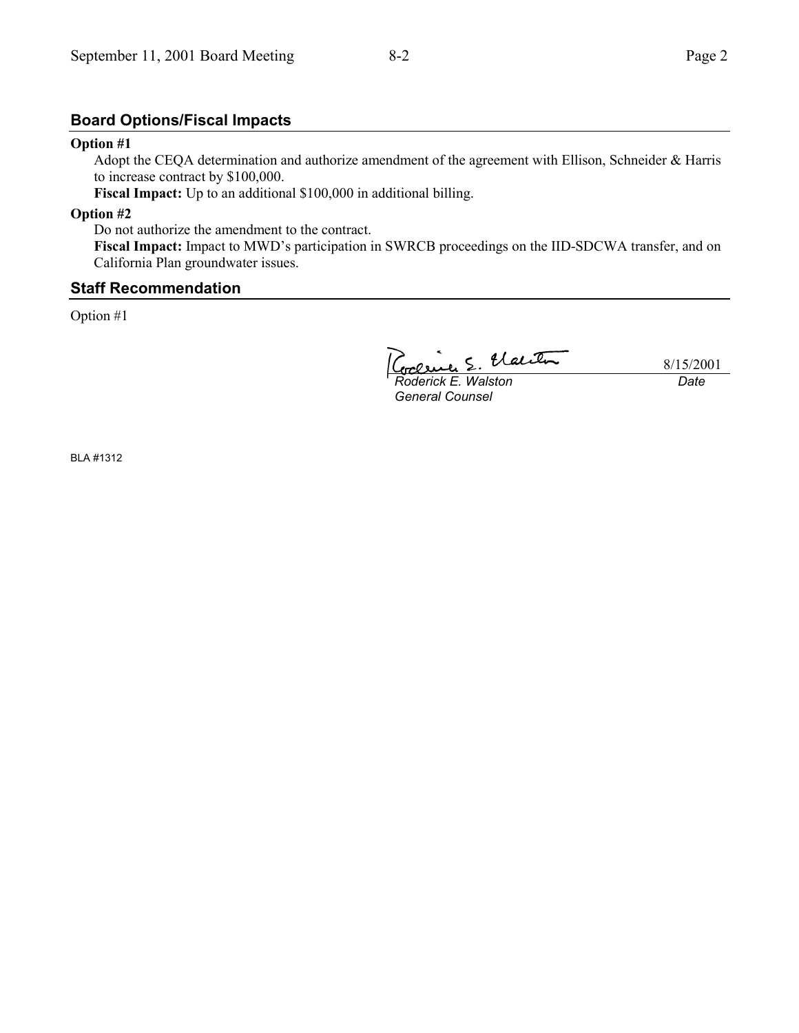## Board Options/Fiscal Impacts

**Option #1**

Adopt the CEQA determination and authorize amendment of the agreement with Ellison, Schneider & Harris to increase contract by $100,000.

**Fiscal Impact:** Up to an additional $100,000 in additional billing.

**Option #2**

Do not authorize the amendment to the contract.

**Fiscal Impact:** Impact to MWD's participation in SWRCB proceedings on the IID-SDCWA transfer, and on California Plan groundwater issues.

## Staff Recommendation

Option #1

*Roderick E. Walston*
*General Counsel*

8/15/2001
*Date*

BLA #1312